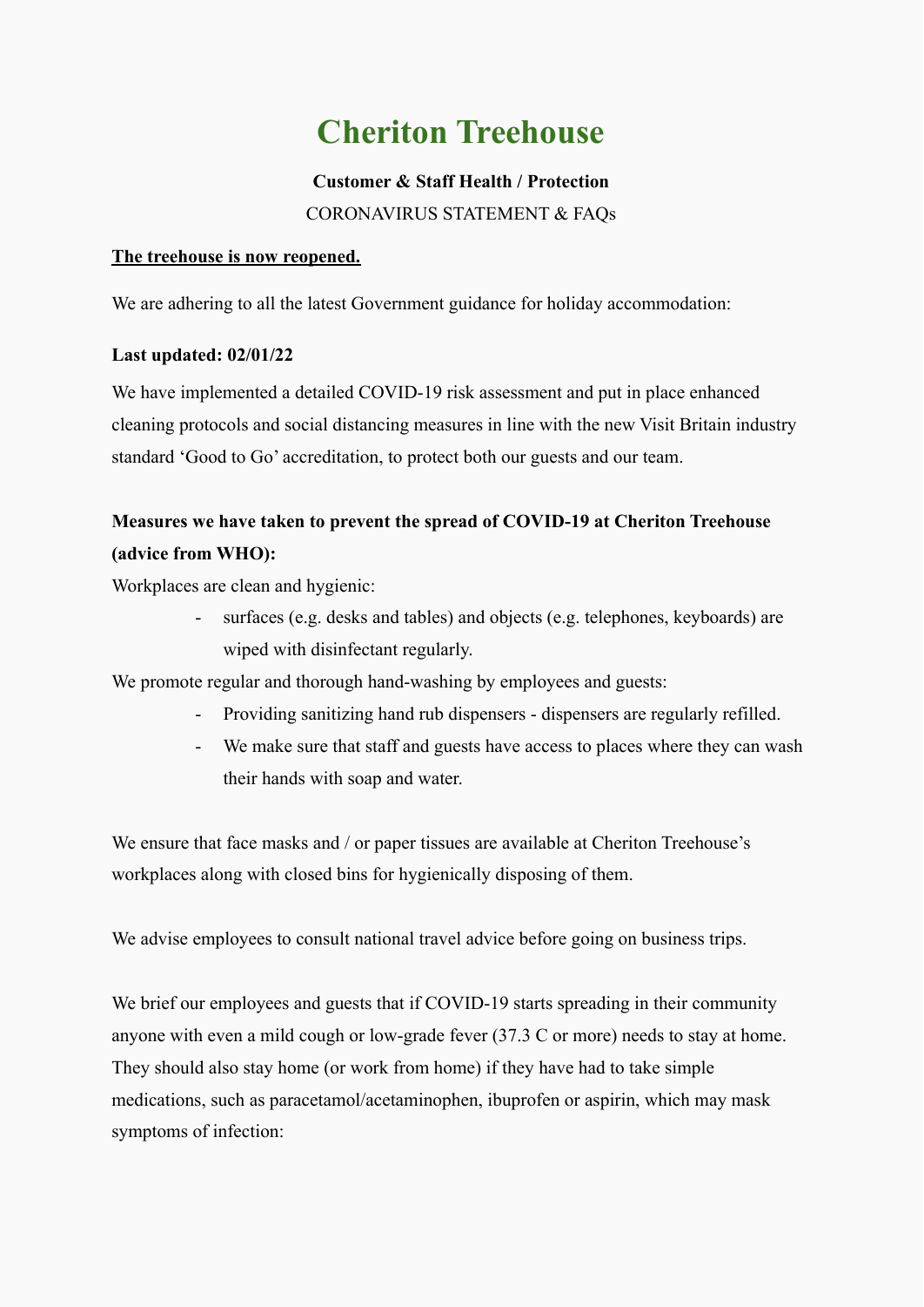# Cheriton Treehouse

**Customer & Staff Health / Protection**

CORONAVIRUS STATEMENT & FAQs

**The treehouse is now reopened.**

We are adhering to all the latest Government guidance for holiday accommodation:

**Last updated: 02/01/22**

We have implemented a detailed COVID-19 risk assessment and put in place enhanced cleaning protocols and social distancing measures in line with the new Visit Britain industry standard 'Good to Go' accreditation, to protect both our guests and our team.

**Measures we have taken to prevent the spread of COVID-19 at Cheriton Treehouse (advice from WHO):**

Workplaces are clean and hygienic:

- surfaces (e.g. desks and tables) and objects (e.g. telephones, keyboards) are wiped with disinfectant regularly.

We promote regular and thorough hand-washing by employees and guests:

- Providing sanitizing hand rub dispensers - dispensers are regularly refilled.
- We make sure that staff and guests have access to places where they can wash their hands with soap and water.

We ensure that face masks and / or paper tissues are available at Cheriton Treehouse's workplaces along with closed bins for hygienically disposing of them.

We advise employees to consult national travel advice before going on business trips.

We brief our employees and guests that if COVID-19 starts spreading in their community anyone with even a mild cough or low-grade fever (37.3 C or more) needs to stay at home. They should also stay home (or work from home) if they have had to take simple medications, such as paracetamol/acetaminophen, ibuprofen or aspirin, which may mask symptoms of infection: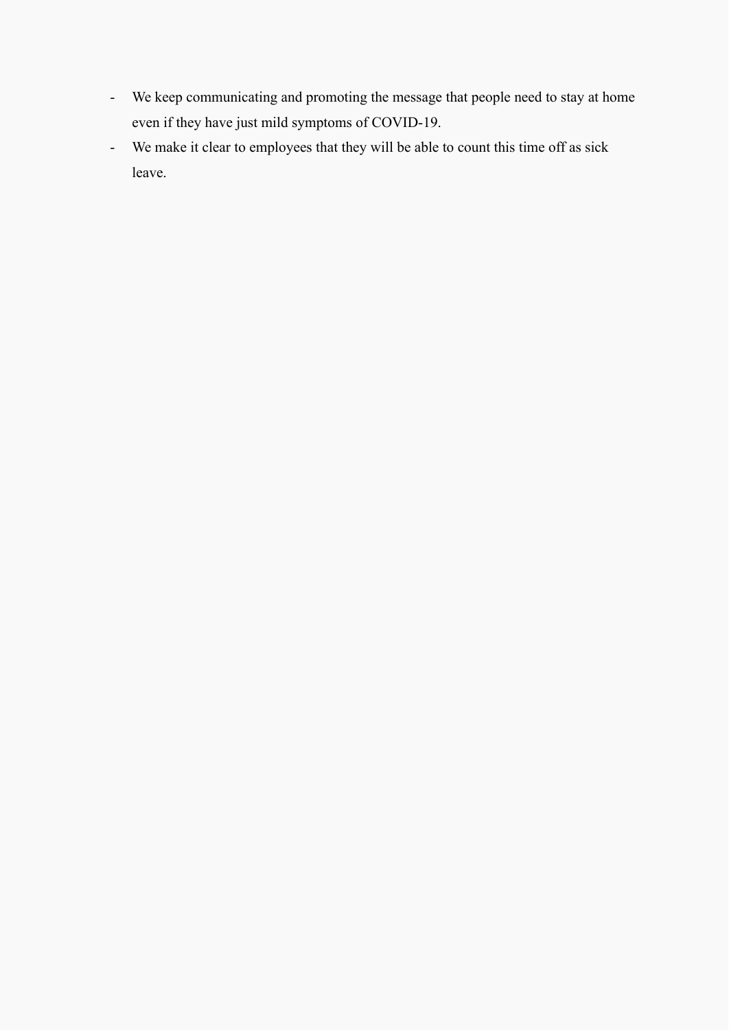- We keep communicating and promoting the message that people need to stay at home even if they have just mild symptoms of COVID-19.
- We make it clear to employees that they will be able to count this time off as sick leave.